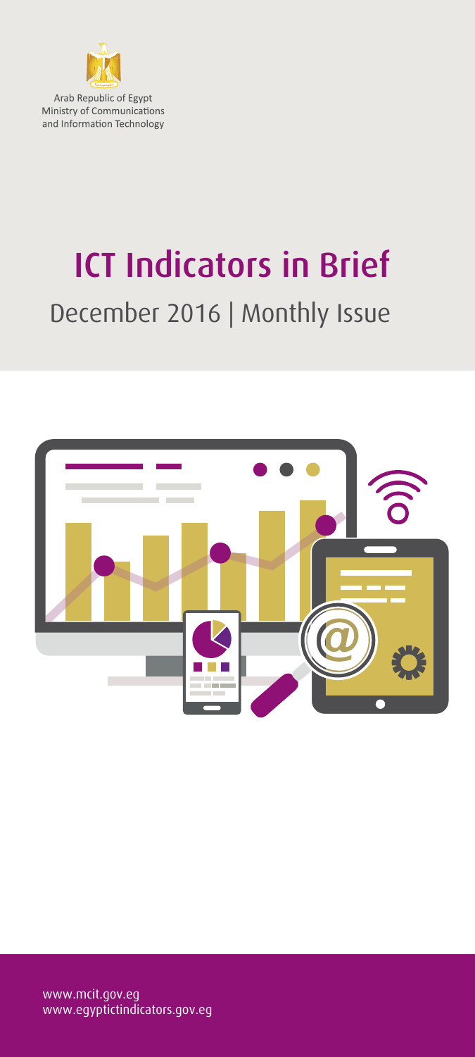Arab Republic of Egypt
Ministry of Communications
and Information Technology

# ICT Indicators in Brief

## December 2016 | Monthly Issue

www.mcit.gov.eg
www.egyptictindicators.gov.eg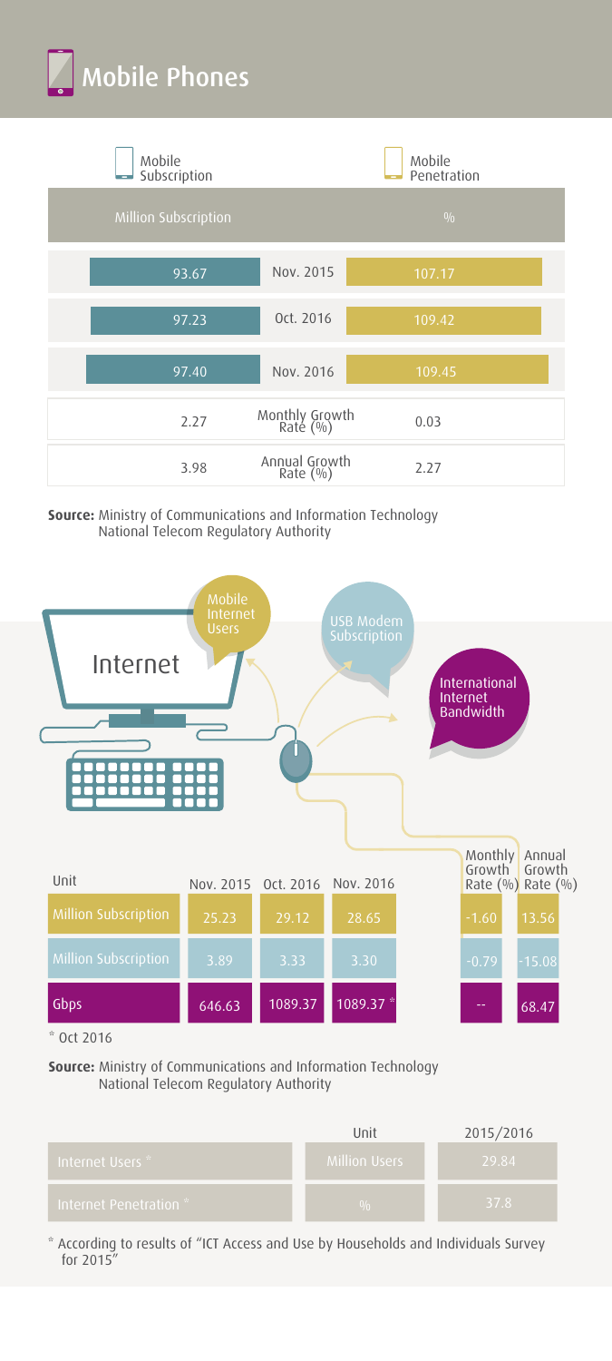# Mobile Phones

| | Mobile Subscription | | Mobile Penetration |
|---|---|---|---|
| | Million Subscription | | % |
| Nov. 2015 | 93.67 | | 107.17 |
| Oct. 2016 | 97.23 | | 109.42 |
| Nov. 2016 | 97.40 | | 109.45 |
| Monthly Growth Rate (%) | 2.27 | | 0.03 |
| Annual Growth Rate (%) | 3.98 | | 2.27 |

**Source:** Ministry of Communications and Information Technology
National Telecom Regulatory Authority

## Internet

| | Unit | Nov. 2015 | Oct. 2016 | Nov. 2016 | Monthly Growth Rate (%) | Annual Growth Rate (%) |
|---|---|---|---|---|---|---|
| Mobile Internet Users | Million Subscription | 25.23 | 29.12 | 28.65 | -1.60 | 13.56 |
| USB Modem Subscription | Million Subscription | 3.89 | 3.33 | 3.30 | -0.79 | -15.08 |
| International Internet Bandwidth | Gbps | 646.63 | 1089.37 | 1089.37 * | -- | 68.47 |

* Oct 2016

**Source:** Ministry of Communications and Information Technology
National Telecom Regulatory Authority

| | Unit | 2015/2016 |
|---|---|---|
| Internet Users * | Million Users | 29.84 |
| Internet Penetration * | % | 37.8 |

* According to results of "ICT Access and Use by Households and Individuals Survey for 2015"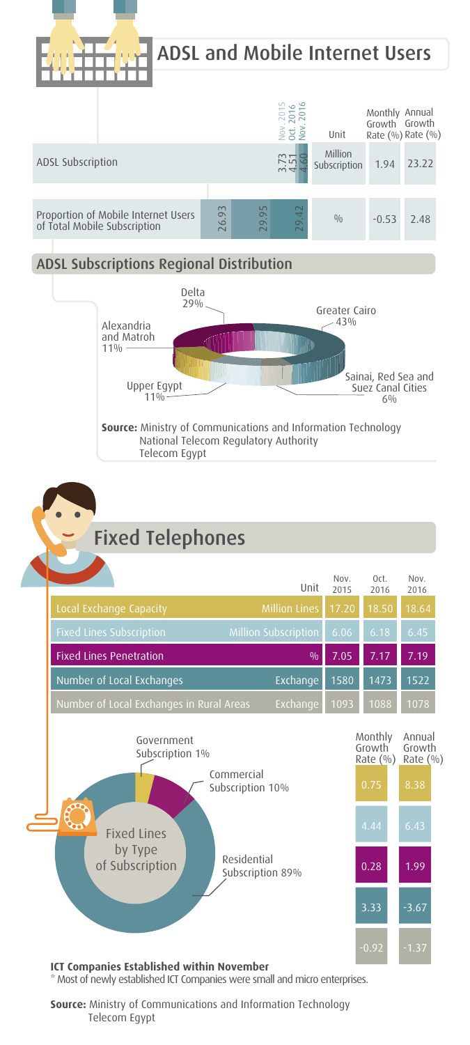# ADSL and Mobile Internet Users

| | Nov. 2015 | Oct. 2016 | Nov. 2016 | Unit | Monthly Growth Rate (%) | Annual Growth Rate (%) |
|---|---|---|---|---|---|---|
| ADSL Subscription | 3.73 | 4.51 | 4.60 | Million Subscription | 1.94 | 23.22 |
| Proportion of Mobile Internet Users of Total Mobile Subscription | 26.93 | 29.95 | 29.42 | % | -0.53 | 2.48 |

## ADSL Subscriptions Regional Distribution

- Greater Cairo 43%
- Delta 29%
- Alexandria and Matroh 11%
- Upper Egypt 11%
- Sainai, Red Sea and Suez Canal Cities 6%

**Source:** Ministry of Communications and Information Technology
National Telecom Regulatory Authority
Telecom Egypt

# Fixed Telephones

| | Unit | Nov. 2015 | Oct. 2016 | Nov. 2016 | Monthly Growth Rate (%) | Annual Growth Rate (%) |
|---|---|---|---|---|---|---|
| Local Exchange Capacity | Million Lines | 17.20 | 18.50 | 18.64 | 0.75 | 8.38 |
| Fixed Lines Subscription | Million Subscription | 6.06 | 6.18 | 6.45 | 4.44 | 6.43 |
| Fixed Lines Penetration | % | 7.05 | 7.17 | 7.19 | 0.28 | 1.99 |
| Number of Local Exchanges | Exchange | 1580 | 1473 | 1522 | 3.33 | -3.67 |
| Number of Local Exchanges in Rural Areas | Exchange | 1093 | 1088 | 1078 | -0.92 | -1.37 |

Fixed Lines by Type of Subscription

- Government Subscription 1%
- Commercial Subscription 10%
- Residential Subscription 89%

**ICT Companies Established within November**

\* Most of newly established ICT Companies were small and micro enterprises.

**Source:** Ministry of Communications and Information Technology
Telecom Egypt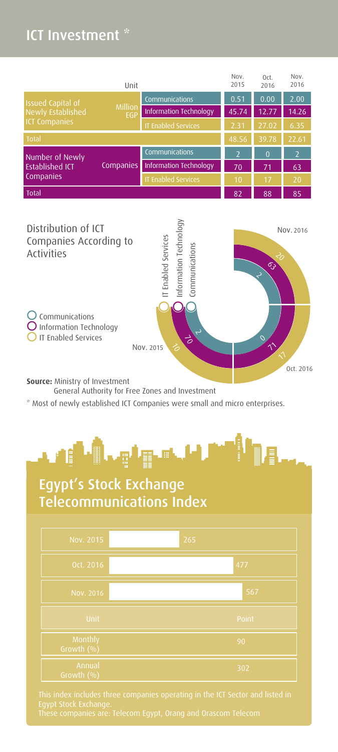# ICT Investment *

| Unit | | | Nov. 2015 | Oct. 2016 | Nov. 2016 |
|---|---|---|---|---|---|
| Issued Capital of Newly Established ICT Companies | Million EGP | Communications | 0.51 | 0.00 | 2.00 |
| | | Information Technology | 45.74 | 12.77 | 14.26 |
| | | IT Enabled Services | 2.31 | 27.02 | 6.35 |
| Total | | | 48.56 | 39.78 | 22.61 |
| Number of Newly Established ICT Companies | Companies | Communications | 2 | 0 | 2 |
| | | Information Technology | 70 | 71 | 63 |
| | | IT Enabled Services | 10 | 17 | 20 |
| Total | | | 82 | 88 | 85 |

## Distribution of ICT Companies According to Activities

| | Nov. 2015 | Oct. 2016 | Nov. 2016 |
|---|---|---|---|
| Communications | 2 | 0 | 2 |
| Information Technology | 70 | 71 | 63 |
| IT Enabled Services | 10 | 17 | 20 |

**Source:** Ministry of Investment
General Authority for Free Zones and Investment

* Most of newly established ICT Companies were small and micro enterprises.

# Egypt's Stock Exchange Telecommunications Index

| | |
|---|---|
| Nov. 2015 | 265 |
| Oct. 2016 | 477 |
| Nov. 2016 | 567 |
| Unit | Point |
| Monthly Growth (%) | 90 |
| Annual Growth (%) | 302 |

This index includes three companies operating in the ICT Sector and listed in Egypt Stock Exchange.
These companies are: Telecom Egypt, Orang and Orascom Telecom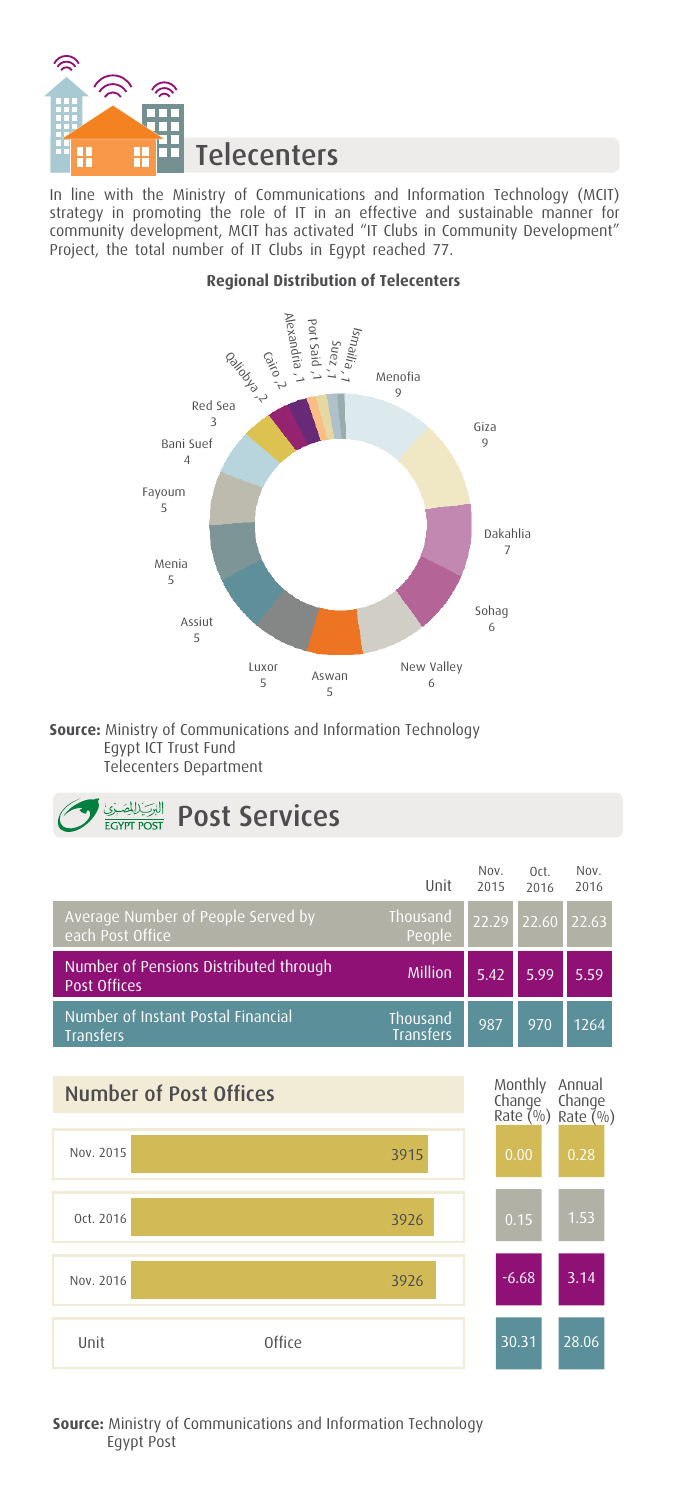# Telecenters

In line with the Ministry of Communications and Information Technology (MCIT) strategy in promoting the role of IT in an effective and sustainable manner for community development, MCIT has activated "IT Clubs in Community Development" Project, the total number of IT Clubs in Egypt reached 77.

**Regional Distribution of Telecenters**

Menofia 9
Giza 9
Dakahlia 7
Sohag 6
New Valley 6
Aswan 5
Luxor 5
Assiut 5
Menia 5
Fayoum 5
Bani Suef 4
Red Sea 3
Qaliobya 2
Cairo 2
Alexandria 1
Port Said 1
Suez 1
Ismailia 1

**Source:** Ministry of Communications and Information Technology
Egypt ICT Trust Fund
Telecenters Department

# Post Services

| | Unit | Nov. 2015 | Oct. 2016 | Nov. 2016 |
|---|---|---|---|---|
| Average Number of People Served by each Post Office | Thousand People | 22.29 | 22.60 | 22.63 |
| Number of Pensions Distributed through Post Offices | Million | 5.42 | 5.99 | 5.59 |
| Number of Instant Postal Financial Transfers | Thousand Transfers | 987 | 970 | 1264 |

## Number of Post Offices

Monthly Change Rate (%)
Annual Change Rate (%)

Nov. 2015 3915 0.00 0.28
Oct. 2016 3926 0.15 1.53
Nov. 2016 3926 -6.68 3.14
Unit Office 30.31 28.06

**Source:** Ministry of Communications and Information Technology
Egypt Post